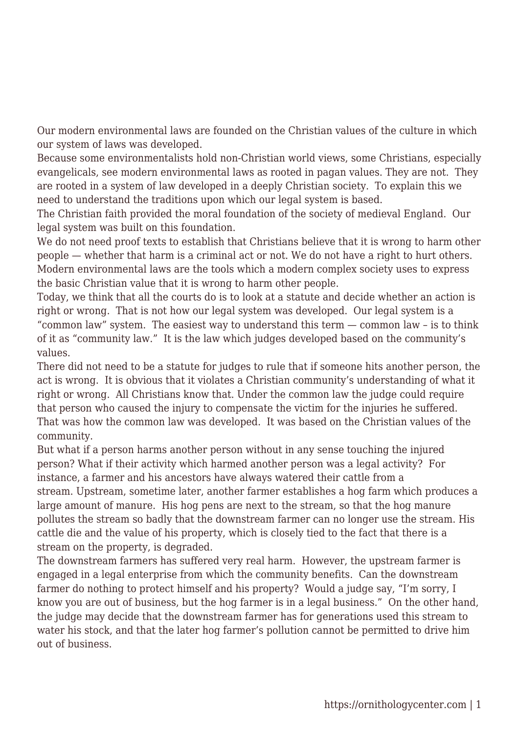Our modern environmental laws are founded on the Christian values of the culture in which our system of laws was developed.

Because some environmentalists hold non-Christian world views, some Christians, especially evangelicals, see modern environmental laws as rooted in pagan values. They are not. They are rooted in a system of law developed in a deeply Christian society. To explain this we need to understand the traditions upon which our legal system is based.

The Christian faith provided the moral foundation of the society of medieval England. Our legal system was built on this foundation.

We do not need proof texts to establish that Christians believe that it is wrong to harm other people — whether that harm is a criminal act or not. We do not have a right to hurt others. Modern environmental laws are the tools which a modern complex society uses to express the basic Christian value that it is wrong to harm other people.

Today, we think that all the courts do is to look at a statute and decide whether an action is right or wrong. That is not how our legal system was developed. Our legal system is a "common law" system. The easiest way to understand this term — common law – is to think of it as "community law." It is the law which judges developed based on the community's values.

There did not need to be a statute for judges to rule that if someone hits another person, the act is wrong. It is obvious that it violates a Christian community's understanding of what it right or wrong. All Christians know that. Under the common law the judge could require that person who caused the injury to compensate the victim for the injuries he suffered. That was how the common law was developed. It was based on the Christian values of the community.

But what if a person harms another person without in any sense touching the injured person? What if their activity which harmed another person was a legal activity? For instance, a farmer and his ancestors have always watered their cattle from a stream. Upstream, sometime later, another farmer establishes a hog farm which produces a large amount of manure. His hog pens are next to the stream, so that the hog manure pollutes the stream so badly that the downstream farmer can no longer use the stream. His cattle die and the value of his property, which is closely tied to the fact that there is a stream on the property, is degraded.

The downstream farmers has suffered very real harm. However, the upstream farmer is engaged in a legal enterprise from which the community benefits. Can the downstream farmer do nothing to protect himself and his property? Would a judge say, "I'm sorry, I know you are out of business, but the hog farmer is in a legal business." On the other hand, the judge may decide that the downstream farmer has for generations used this stream to water his stock, and that the later hog farmer's pollution cannot be permitted to drive him out of business.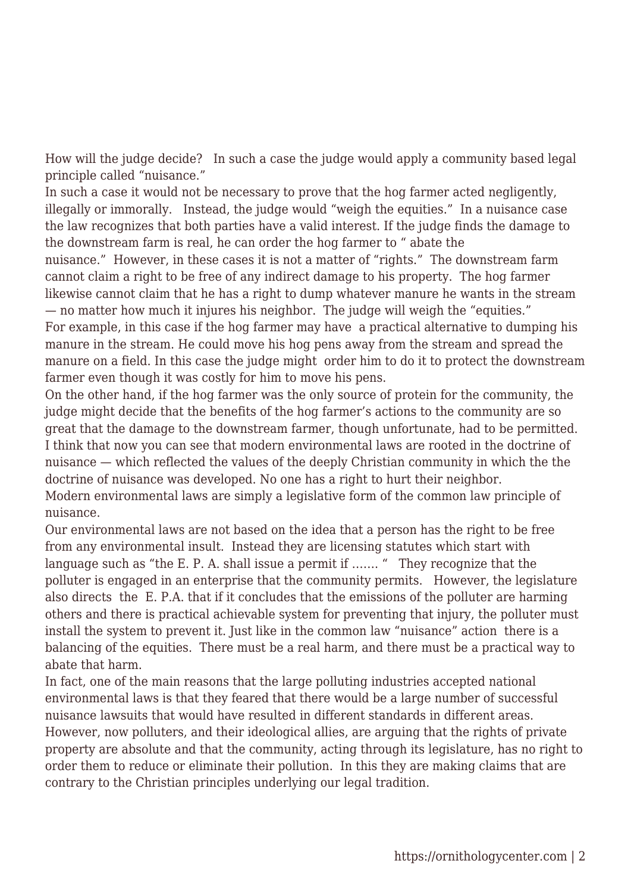How will the judge decide? In such a case the judge would apply a community based legal principle called "nuisance."

In such a case it would not be necessary to prove that the hog farmer acted negligently, illegally or immorally. Instead, the judge would "weigh the equities." In a nuisance case the law recognizes that both parties have a valid interest. If the judge finds the damage to the downstream farm is real, he can order the hog farmer to " abate the nuisance." However, in these cases it is not a matter of "rights." The downstream farm cannot claim a right to be free of any indirect damage to his property. The hog farmer likewise cannot claim that he has a right to dump whatever manure he wants in the stream — no matter how much it injures his neighbor. The judge will weigh the "equities."

For example, in this case if the hog farmer may have a practical alternative to dumping his manure in the stream. He could move his hog pens away from the stream and spread the manure on a field. In this case the judge might order him to do it to protect the downstream farmer even though it was costly for him to move his pens.

On the other hand, if the hog farmer was the only source of protein for the community, the judge might decide that the benefits of the hog farmer's actions to the community are so great that the damage to the downstream farmer, though unfortunate, had to be permitted.

I think that now you can see that modern environmental laws are rooted in the doctrine of nuisance — which reflected the values of the deeply Christian community in which the the doctrine of nuisance was developed. No one has a right to hurt their neighbor.

Modern environmental laws are simply a legislative form of the common law principle of nuisance.

Our environmental laws are not based on the idea that a person has the right to be free from any environmental insult. Instead they are licensing statutes which start with language such as "the E. P. A. shall issue a permit if ……. " They recognize that the polluter is engaged in an enterprise that the community permits. However, the legislature also directs the E. P.A. that if it concludes that the emissions of the polluter are harming others and there is practical achievable system for preventing that injury, the polluter must install the system to prevent it. Just like in the common law "nuisance" action there is a balancing of the equities. There must be a real harm, and there must be a practical way to abate that harm.

In fact, one of the main reasons that the large polluting industries accepted national environmental laws is that they feared that there would be a large number of successful nuisance lawsuits that would have resulted in different standards in different areas.

However, now polluters, and their ideological allies, are arguing that the rights of private property are absolute and that the community, acting through its legislature, has no right to order them to reduce or eliminate their pollution. In this they are making claims that are contrary to the Christian principles underlying our legal tradition.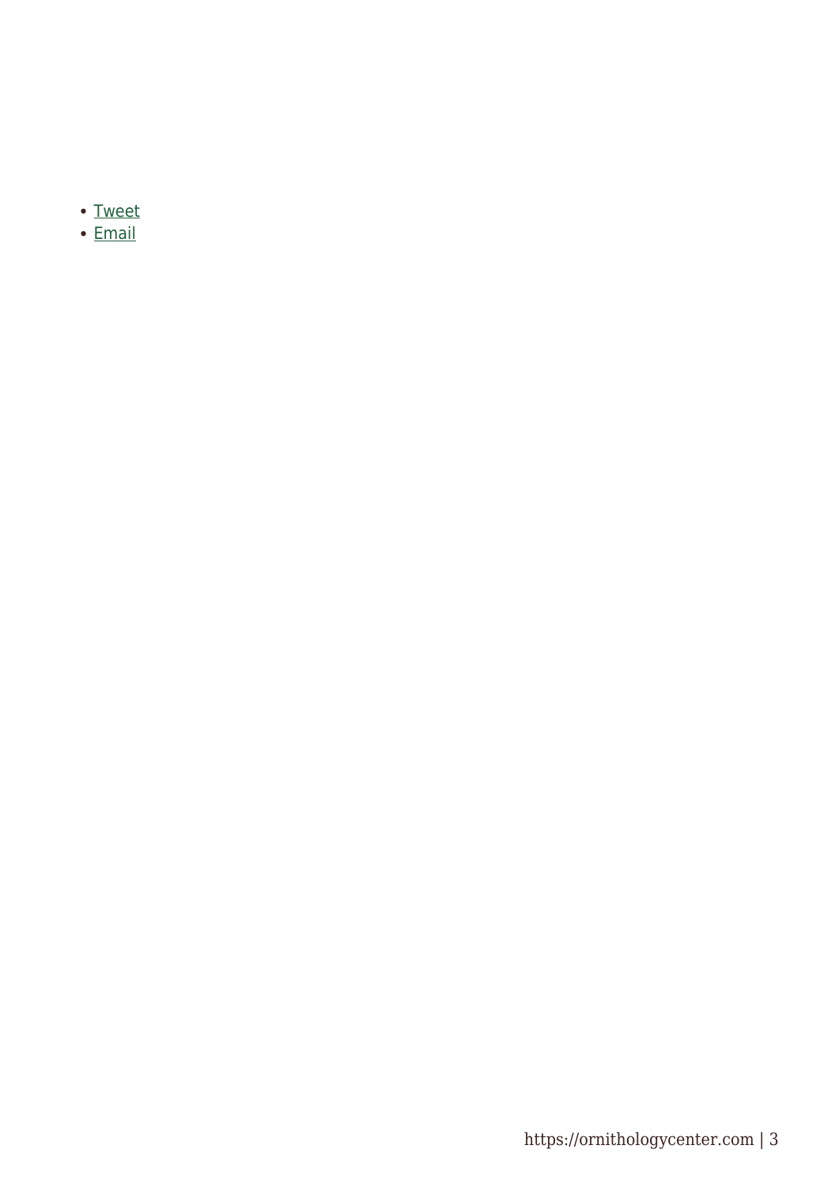- Tweet
- Email